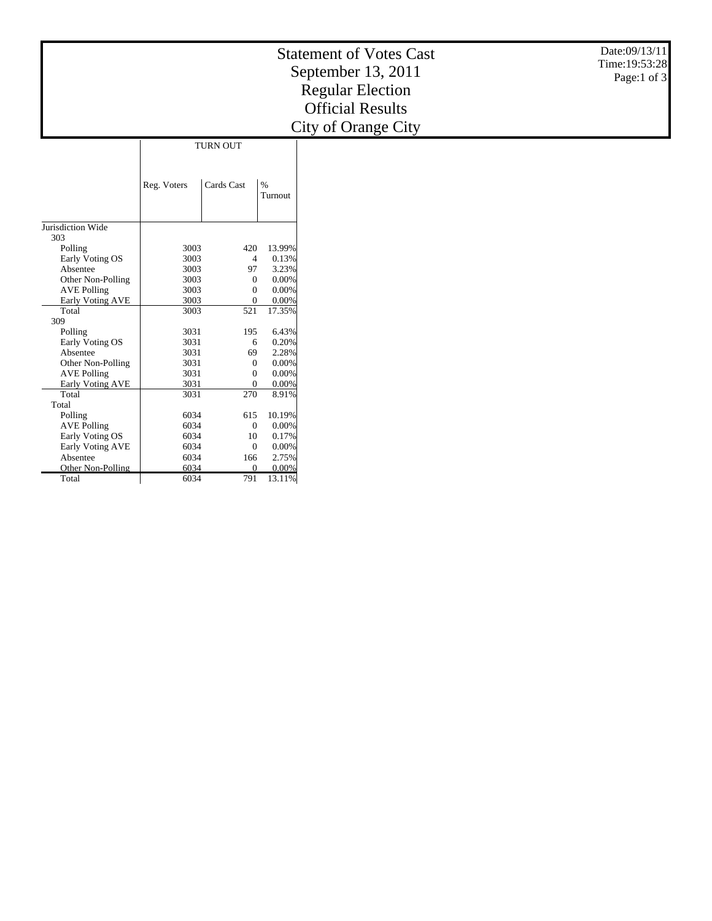# Statement of Votes Cast
## September 13, 2011
## Regular Election
## Official Results
## City of Orange City

| | TURN OUT | | |
|---|---|---|---|
| | Reg. Voters | Cards Cast | % Turnout |
| Jurisdiction Wide | | | |
| 303 | | | |
| Polling | 3003 | 420 | 13.99% |
| Early Voting OS | 3003 | 4 | 0.13% |
| Absentee | 3003 | 97 | 3.23% |
| Other Non-Polling | 3003 | 0 | 0.00% |
| AVE Polling | 3003 | 0 | 0.00% |
| Early Voting AVE | 3003 | 0 | 0.00% |
| Total | 3003 | 521 | 17.35% |
| 309 | | | |
| Polling | 3031 | 195 | 6.43% |
| Early Voting OS | 3031 | 6 | 0.20% |
| Absentee | 3031 | 69 | 2.28% |
| Other Non-Polling | 3031 | 0 | 0.00% |
| AVE Polling | 3031 | 0 | 0.00% |
| Early Voting AVE | 3031 | 0 | 0.00% |
| Total | 3031 | 270 | 8.91% |
| Total | | | |
| Polling | 6034 | 615 | 10.19% |
| AVE Polling | 6034 | 0 | 0.00% |
| Early Voting OS | 6034 | 10 | 0.17% |
| Early Voting AVE | 6034 | 0 | 0.00% |
| Absentee | 6034 | 166 | 2.75% |
| Other Non-Polling | 6034 | 0 | 0.00% |
| Total | 6034 | 791 | 13.11% |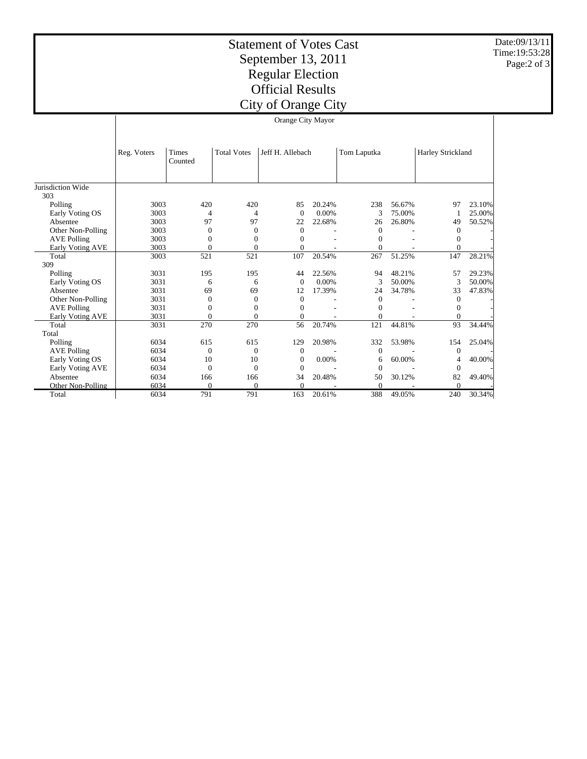# Statement of Votes Cast
## September 13, 2011
## Regular Election
## Official Results
## City of Orange City

Date:09/13/11
Time:19:53:28

| | Orange City Mayor | | | | | | | | |
|---|---|---|---|---|---|---|---|---|---|
| | Reg. Voters | Times Counted | Total Votes | Jeff H. Allebach | | Tom Laputka | | Harley Strickland | |
| Jurisdiction Wide | | | | | | | | | |
| 303 | | | | | | | | | |
| Polling | 3003 | 420 | 420 | 85 | 20.24% | 238 | 56.67% | 97 | 23.10% |
| Early Voting OS | 3003 | 4 | 4 | 0 | 0.00% | 3 | 75.00% | 1 | 25.00% |
| Absentee | 3003 | 97 | 97 | 22 | 22.68% | 26 | 26.80% | 49 | 50.52% |
| Other Non-Polling | 3003 | 0 | 0 | 0 | - | 0 | - | 0 | - |
| AVE Polling | 3003 | 0 | 0 | 0 | - | 0 | - | 0 | - |
| Early Voting AVE | 3003 | 0 | 0 | 0 | - | 0 | - | 0 | - |
| Total | 3003 | 521 | 521 | 107 | 20.54% | 267 | 51.25% | 147 | 28.21% |
| 309 | | | | | | | | | |
| Polling | 3031 | 195 | 195 | 44 | 22.56% | 94 | 48.21% | 57 | 29.23% |
| Early Voting OS | 3031 | 6 | 6 | 0 | 0.00% | 3 | 50.00% | 3 | 50.00% |
| Absentee | 3031 | 69 | 69 | 12 | 17.39% | 24 | 34.78% | 33 | 47.83% |
| Other Non-Polling | 3031 | 0 | 0 | 0 | - | 0 | - | 0 | - |
| AVE Polling | 3031 | 0 | 0 | 0 | - | 0 | - | 0 | - |
| Early Voting AVE | 3031 | 0 | 0 | 0 | - | 0 | - | 0 | - |
| Total | 3031 | 270 | 270 | 56 | 20.74% | 121 | 44.81% | 93 | 34.44% |
| Total | | | | | | | | | |
| Polling | 6034 | 615 | 615 | 129 | 20.98% | 332 | 53.98% | 154 | 25.04% |
| AVE Polling | 6034 | 0 | 0 | 0 | - | 0 | - | 0 | - |
| Early Voting OS | 6034 | 10 | 10 | 0 | 0.00% | 6 | 60.00% | 4 | 40.00% |
| Early Voting AVE | 6034 | 0 | 0 | 0 | - | 0 | - | 0 | - |
| Absentee | 6034 | 166 | 166 | 34 | 20.48% | 50 | 30.12% | 82 | 49.40% |
| Other Non-Polling | 6034 | 0 | 0 | 0 | - | 0 | - | 0 | - |
| Total | 6034 | 791 | 791 | 163 | 20.61% | 388 | 49.05% | 240 | 30.34% |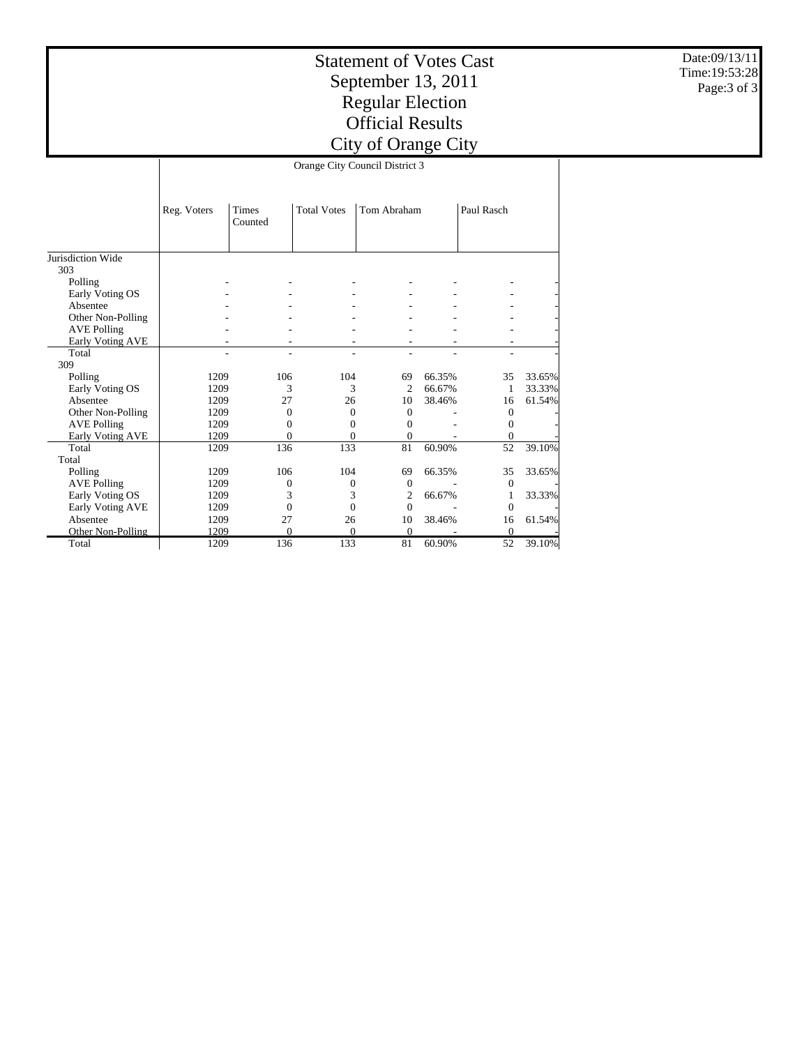# Statement of Votes Cast
# September 13, 2011
# Regular Election
# Official Results
# City of Orange City

Date:09/13/11
Time:19:53:28

| | Orange City Council District 3 | | | | | | |
|---|---|---|---|---|---|---|---|
| | Reg. Voters | Times Counted | Total Votes | Tom Abraham | | Paul Rasch | |
| Jurisdiction Wide | | | | | | | |
| 303 | | | | | | | |
| Polling | - | - | - | - | - | - | - |
| Early Voting OS | - | - | - | - | - | - | - |
| Absentee | - | - | - | - | - | - | - |
| Other Non-Polling | - | - | - | - | - | - | - |
| AVE Polling | - | - | - | - | - | - | - |
| Early Voting AVE | - | - | - | - | - | - | - |
| Total | - | - | - | - | - | - | - |
| 309 | | | | | | | |
| Polling | 1209 | 106 | 104 | 69 | 66.35% | 35 | 33.65% |
| Early Voting OS | 1209 | 3 | 3 | 2 | 66.67% | 1 | 33.33% |
| Absentee | 1209 | 27 | 26 | 10 | 38.46% | 16 | 61.54% |
| Other Non-Polling | 1209 | 0 | 0 | 0 | - | 0 | - |
| AVE Polling | 1209 | 0 | 0 | 0 | - | 0 | - |
| Early Voting AVE | 1209 | 0 | 0 | 0 | - | 0 | - |
| Total | 1209 | 136 | 133 | 81 | 60.90% | 52 | 39.10% |
| Total | | | | | | | |
| Polling | 1209 | 106 | 104 | 69 | 66.35% | 35 | 33.65% |
| AVE Polling | 1209 | 0 | 0 | 0 | - | 0 | - |
| Early Voting OS | 1209 | 3 | 3 | 2 | 66.67% | 1 | 33.33% |
| Early Voting AVE | 1209 | 0 | 0 | 0 | - | 0 | - |
| Absentee | 1209 | 27 | 26 | 10 | 38.46% | 16 | 61.54% |
| Other Non-Polling | 1209 | 0 | 0 | 0 | - | 0 | - |
| Total | 1209 | 136 | 133 | 81 | 60.90% | 52 | 39.10% |